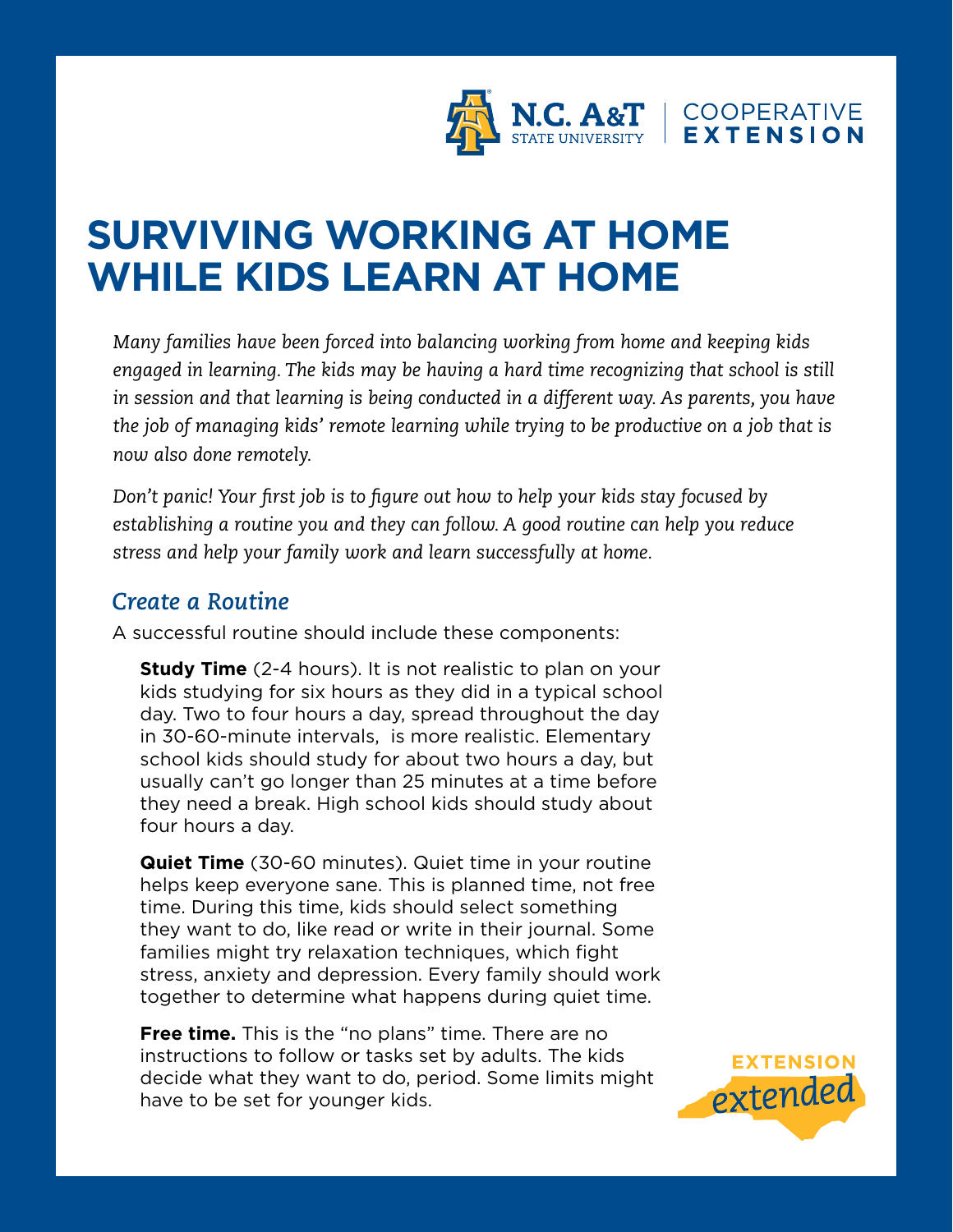# SURVIVING WORKING AT HOME WHILE KIDS LEARN AT HOME

*Many families have been forced into balancing working from home and keeping kids engaged in learning. The kids may be having a hard time recognizing that school is still in session and that learning is being conducted in a different way. As parents, you have the job of managing kids' remote learning while trying to be productive on a job that is now also done remotely.*

*Don't panic! Your first job is to figure out how to help your kids stay focused by establishing a routine you and they can follow. A good routine can help you reduce stress and help your family work and learn successfully at home.*

## *Create a Routine*

A successful routine should include these components:

**Study Time** (2-4 hours). It is not realistic to plan on your kids studying for six hours as they did in a typical school day. Two to four hours a day, spread throughout the day in 30-60-minute intervals, is more realistic. Elementary school kids should study for about two hours a day, but usually can't go longer than 25 minutes at a time before they need a break. High school kids should study about four hours a day.

**Quiet Time** (30-60 minutes). Quiet time in your routine helps keep everyone sane. This is planned time, not free time. During this time, kids should select something they want to do, like read or write in their journal. Some families might try relaxation techniques, which fight stress, anxiety and depression. Every family should work together to determine what happens during quiet time.

**Free time.** This is the "no plans" time. There are no instructions to follow or tasks set by adults. The kids decide what they want to do, period. Some limits might have to be set for younger kids.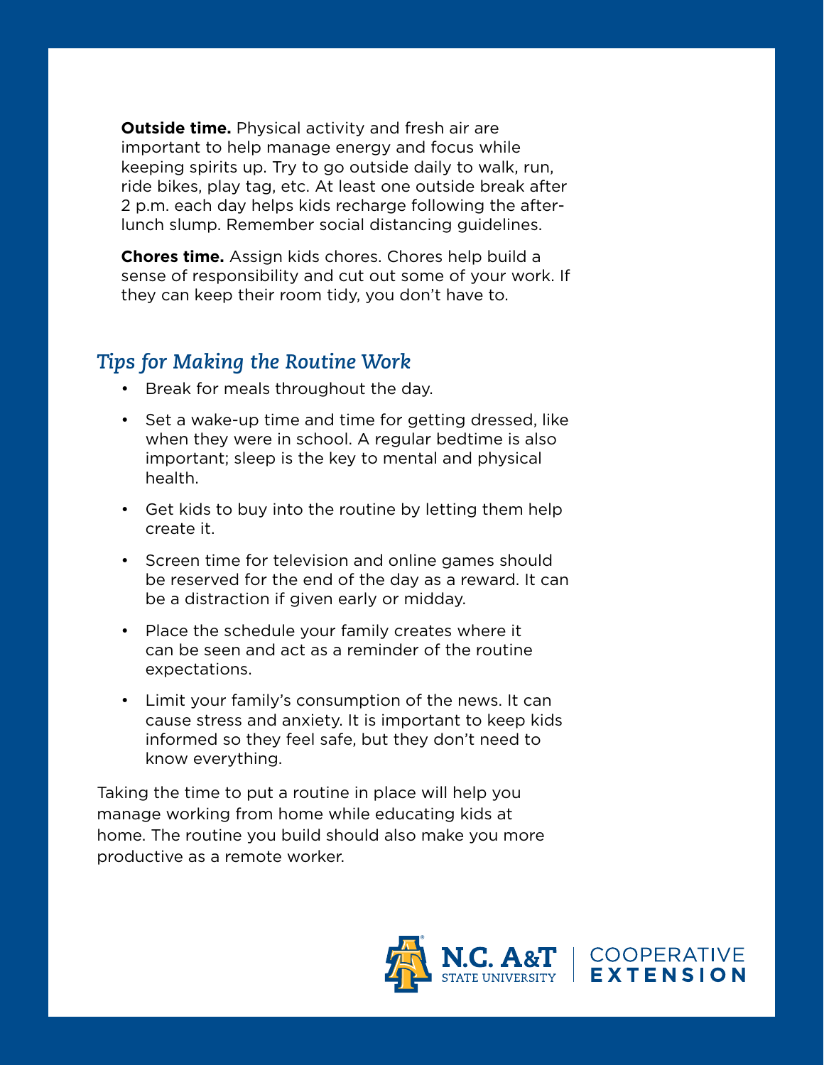**Outside time.** Physical activity and fresh air are important to help manage energy and focus while keeping spirits up. Try to go outside daily to walk, run, ride bikes, play tag, etc. At least one outside break after 2 p.m. each day helps kids recharge following the after-lunch slump. Remember social distancing guidelines.

**Chores time.** Assign kids chores. Chores help build a sense of responsibility and cut out some of your work. If they can keep their room tidy, you don't have to.

## *Tips for Making the Routine Work*

- Break for meals throughout the day.
- Set a wake-up time and time for getting dressed, like when they were in school. A regular bedtime is also important; sleep is the key to mental and physical health.
- Get kids to buy into the routine by letting them help create it.
- Screen time for television and online games should be reserved for the end of the day as a reward. It can be a distraction if given early or midday.
- Place the schedule your family creates where it can be seen and act as a reminder of the routine expectations.
- Limit your family's consumption of the news. It can cause stress and anxiety. It is important to keep kids informed so they feel safe, but they don't need to know everything.

Taking the time to put a routine in place will help you manage working from home while educating kids at home. The routine you build should also make you more productive as a remote worker.

N.C. A&T STATE UNIVERSITY | COOPERATIVE EXTENSION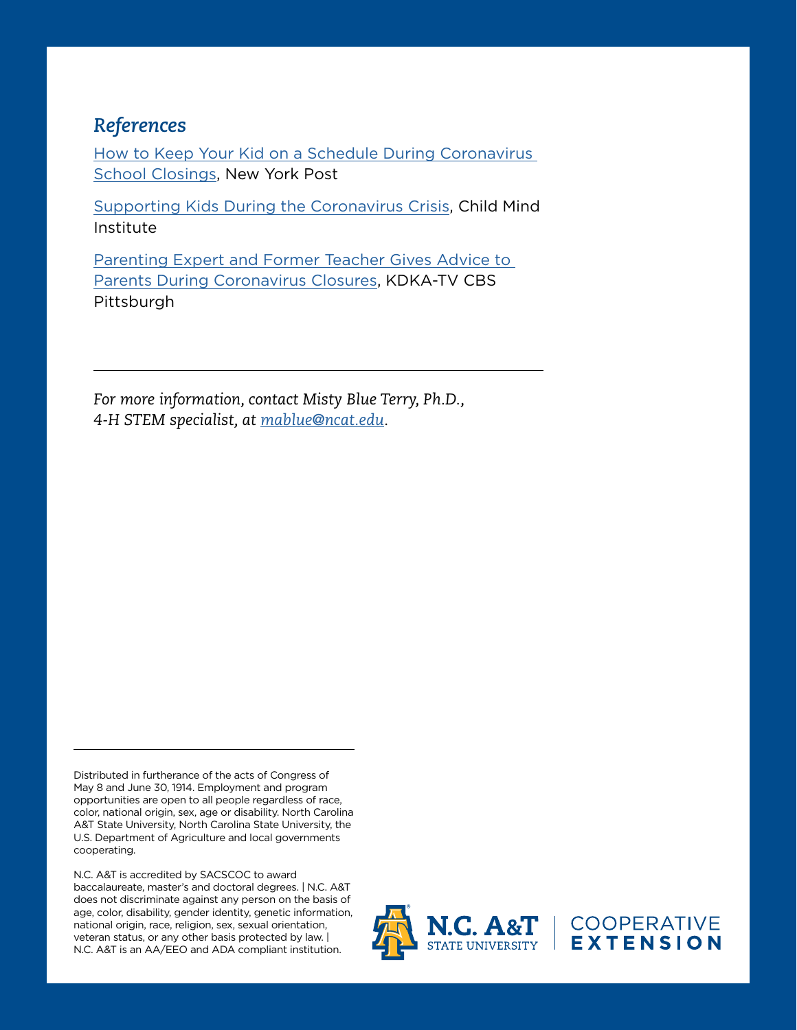## *References*

How to Keep Your Kid on a Schedule During Coronavirus School Closings, New York Post

Supporting Kids During the Coronavirus Crisis, Child Mind Institute

Parenting Expert and Former Teacher Gives Advice to Parents During Coronavirus Closures, KDKA-TV CBS Pittsburgh

---

*For more information, contact Misty Blue Terry, Ph.D., 4-H STEM specialist, at mablue@ncat.edu.*

---

Distributed in furtherance of the acts of Congress of May 8 and June 30, 1914. Employment and program opportunities are open to all people regardless of race, color, national origin, sex, age or disability. North Carolina A&T State University, North Carolina State University, the U.S. Department of Agriculture and local governments cooperating.

N.C. A&T is accredited by SACSCOC to award baccalaureate, master's and doctoral degrees. | N.C. A&T does not discriminate against any person on the basis of age, color, disability, gender identity, genetic information, national origin, race, religion, sex, sexual orientation, veteran status, or any other basis protected by law. | N.C. A&T is an AA/EEO and ADA compliant institution.

N.C. A&T STATE UNIVERSITY | COOPERATIVE EXTENSION